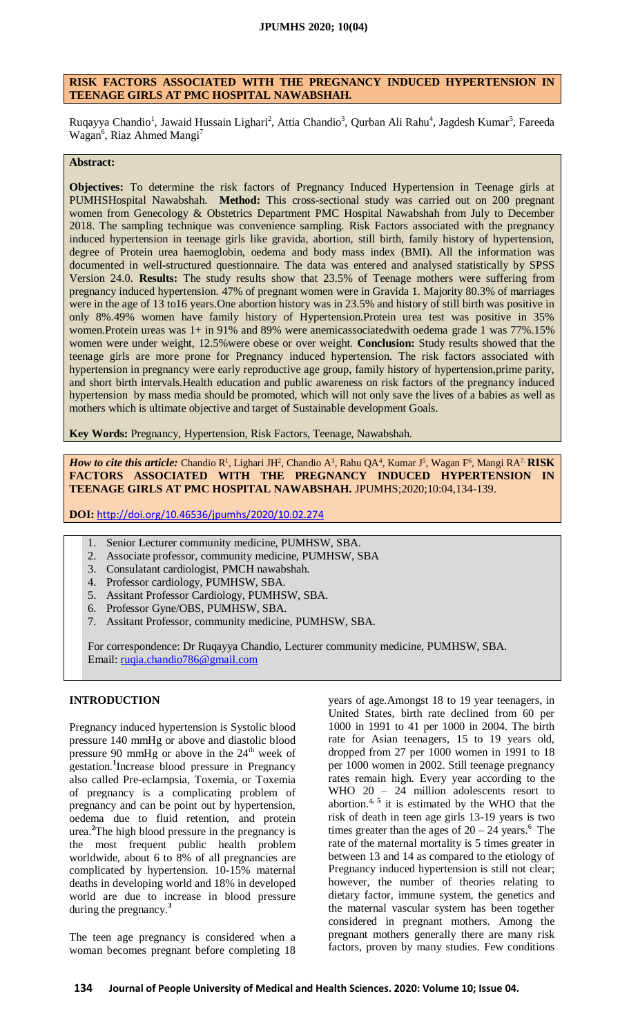# RISK FACTORS ASSOCIATED WITH THE PREGNANCY INDUCED HYPERTENSION IN TEENAGE GIRLS AT PMC HOSPITAL NAWABSHAH.

Ruqayya Chandio[1], Jawaid Hussain Lighari[2], Attia Chandio[3], Qurban Ali Rahu[4], Jagdesh Kumar[5], Fareeda Wagan[6], Riaz Ahmed Mangi[7]

## Abstract:

**Objectives:** To determine the risk factors of Pregnancy Induced Hypertension in Teenage girls at PUMHSHospital Nawabshah. **Method:** This cross-sectional study was carried out on 200 pregnant women from Genecology & Obstetrics Department PMC Hospital Nawabshah from July to December 2018. The sampling technique was convenience sampling. Risk Factors associated with the pregnancy induced hypertension in teenage girls like gravida, abortion, still birth, family history of hypertension, degree of Protein urea haemoglobin, oedema and body mass index (BMI). All the information was documented in well-structured questionnaire. The data was entered and analysed statistically by SPSS Version 24.0. **Results:** The study results show that 23.5% of Teenage mothers were suffering from pregnancy induced hypertension. 47% of pregnant women were in Gravida 1. Majority 80.3% of marriages were in the age of 13 to16 years.One abortion history was in 23.5% and history of still birth was positive in only 8%.49% women have family history of Hypertension.Protein urea test was positive in 35% women.Protein ureas was 1+ in 91% and 89% were anemicassociatedwith oedema grade 1 was 77%.15% women were under weight, 12.5%were obese or over weight. **Conclusion:** Study results showed that the teenage girls are more prone for Pregnancy induced hypertension. The risk factors associated with hypertension in pregnancy were early reproductive age group, family history of hypertension,prime parity, and short birth intervals.Health education and public awareness on risk factors of the pregnancy induced hypertension by mass media should be promoted, which will not only save the lives of a babies as well as mothers which is ultimate objective and target of Sustainable development Goals.

**Key Words:** Pregnancy, Hypertension, Risk Factors, Teenage, Nawabshah.

***How to cite this article:*** Chandio R[1], Lighari JH[2], Chandio A[3], Rahu QA[4], Kumar J[5], Wagan F[6], Mangi RA[7]. **RISK FACTORS ASSOCIATED WITH THE PREGNANCY INDUCED HYPERTENSION IN TEENAGE GIRLS AT PMC HOSPITAL NAWABSHAH.** JPUMHS;2020;10:04,134-139.

**DOI:** http://doi.org/10.46536/jpumhs/2020/10.02.274

1. Senior Lecturer community medicine, PUMHSW, SBA.
2. Associate professor, community medicine, PUMHSW, SBA
3. Consulatant cardiologist, PMCH nawabshah.
4. Professor cardiology, PUMHSW, SBA.
5. Assitant Professor Cardiology, PUMHSW, SBA.
6. Professor Gyne/OBS, PUMHSW, SBA.
7. Assitant Professor, community medicine, PUMHSW, SBA.

For correspondence: Dr Ruqayya Chandio, Lecturer community medicine, PUMHSW, SBA. Email: ruqia.chandio786@gmail.com

## INTRODUCTION

Pregnancy induced hypertension is Systolic blood pressure 140 mmHg or above and diastolic blood pressure 90 mmHg or above in the 24th week of gestation.[1] Increase blood pressure in Pregnancy also called Pre-eclampsia, Toxemia, or Toxemia of pregnancy is a complicating problem of pregnancy and can be point out by hypertension, oedema due to fluid retention, and protein urea.[2] The high blood pressure in the pregnancy is the most frequent public health problem worldwide, about 6 to 8% of all pregnancies are complicated by hypertension. 10-15% maternal deaths in developing world and 18% in developed world are due to increase in blood pressure during the pregnancy.[3]

The teen age pregnancy is considered when a woman becomes pregnant before completing 18 years of age.Amongst 18 to 19 year teenagers, in United States, birth rate declined from 60 per 1000 in 1991 to 41 per 1000 in 2004. The birth rate for Asian teenagers, 15 to 19 years old, dropped from 27 per 1000 women in 1991 to 18 per 1000 women in 2002. Still teenage pregnancy rates remain high. Every year according to the WHO 20 – 24 million adolescents resort to abortion.[4, 5] it is estimated by the WHO that the risk of death in teen age girls 13-19 years is two times greater than the ages of 20 – 24 years.[6] The rate of the maternal mortality is 5 times greater in between 13 and 14 as compared to the etiology of Pregnancy induced hypertension is still not clear; however, the number of theories relating to dietary factor, immune system, the genetics and the maternal vascular system has been together considered in pregnant mothers. Among the pregnant mothers generally there are many risk factors, proven by many studies. Few conditions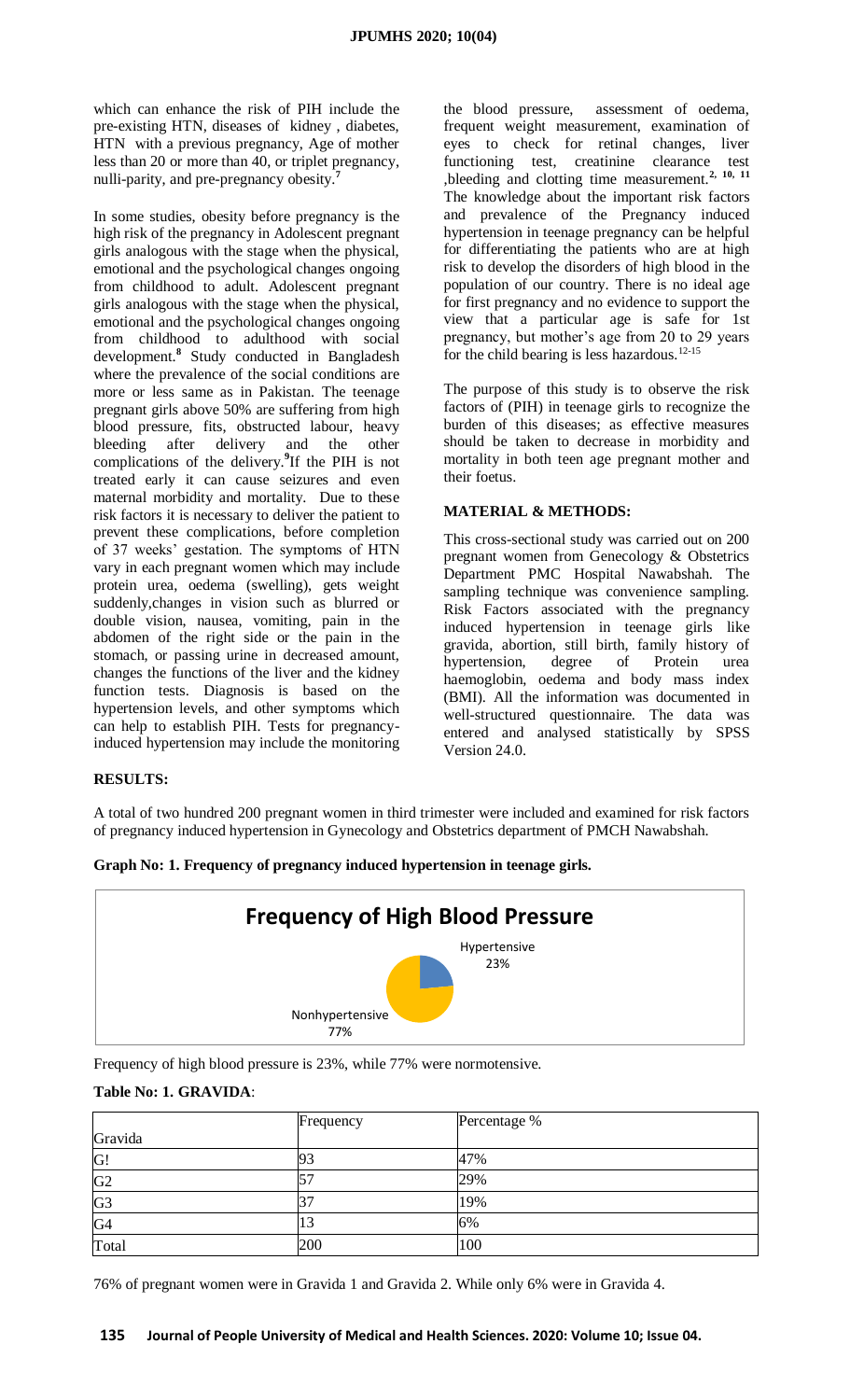which can enhance the risk of PIH include the pre-existing HTN, diseases of kidney , diabetes, HTN with a previous pregnancy, Age of mother less than 20 or more than 40, or triplet pregnancy, nulli-parity, and pre-pregnancy obesity.[7]

In some studies, obesity before pregnancy is the high risk of the pregnancy in Adolescent pregnant girls analogous with the stage when the physical, emotional and the psychological changes ongoing from childhood to adult. Adolescent pregnant girls analogous with the stage when the physical, emotional and the psychological changes ongoing from childhood to adulthood with social development.[8] Study conducted in Bangladesh where the prevalence of the social conditions are more or less same as in Pakistan. The teenage pregnant girls above 50% are suffering from high blood pressure, fits, obstructed labour, heavy bleeding after delivery and the other complications of the delivery.[9]If the PIH is not treated early it can cause seizures and even maternal morbidity and mortality. Due to these risk factors it is necessary to deliver the patient to prevent these complications, before completion of 37 weeks' gestation. The symptoms of HTN vary in each pregnant women which may include protein urea, oedema (swelling), gets weight suddenly,changes in vision such as blurred or double vision, nausea, vomiting, pain in the abdomen of the right side or the pain in the stomach, or passing urine in decreased amount, changes the functions of the liver and the kidney function tests. Diagnosis is based on the hypertension levels, and other symptoms which can help to establish PIH. Tests for pregnancy-induced hypertension may include the monitoring the blood pressure, assessment of oedema, frequent weight measurement, examination of eyes to check for retinal changes, liver functioning test, creatinine clearance test ,bleeding and clotting time measurement.[2, 10, 11] The knowledge about the important risk factors and prevalence of the Pregnancy induced hypertension in teenage pregnancy can be helpful for differentiating the patients who are at high risk to develop the disorders of high blood in the population of our country. There is no ideal age for first pregnancy and no evidence to support the view that a particular age is safe for 1st pregnancy, but mother's age from 20 to 29 years for the child bearing is less hazardous.[12-15]

The purpose of this study is to observe the risk factors of (PIH) in teenage girls to recognize the burden of this diseases; as effective measures should be taken to decrease in morbidity and mortality in both teen age pregnant mother and their foetus.

## MATERIAL & METHODS:

This cross-sectional study was carried out on 200 pregnant women from Genecology & Obstetrics Department PMC Hospital Nawabshah. The sampling technique was convenience sampling. Risk Factors associated with the pregnancy induced hypertension in teenage girls like gravida, abortion, still birth, family history of hypertension, degree of Protein urea haemoglobin, oedema and body mass index (BMI). All the information was documented in well-structured questionnaire. The data was entered and analysed statistically by SPSS Version 24.0.

## RESULTS:

A total of two hundred 200 pregnant women in third trimester were included and examined for risk factors of pregnancy induced hypertension in Gynecology and Obstetrics department of PMCH Nawabshah.

**Graph No: 1. Frequency of pregnancy induced hypertension in teenage girls.**

**Frequency of High Blood Pressure**

Hypertensive 23%

Nonhypertensive 77%

Frequency of high blood pressure is 23%, while 77% were normotensive.

**Table No: 1. GRAVIDA**:

| Gravida | Frequency | Percentage % |
|---|---|---|
| G! | 93 | 47% |
| G2 | 57 | 29% |
| G3 | 37 | 19% |
| G4 | 13 | 6% |
| Total | 200 | 100 |

76% of pregnant women were in Gravida 1 and Gravida 2. While only 6% were in Gravida 4.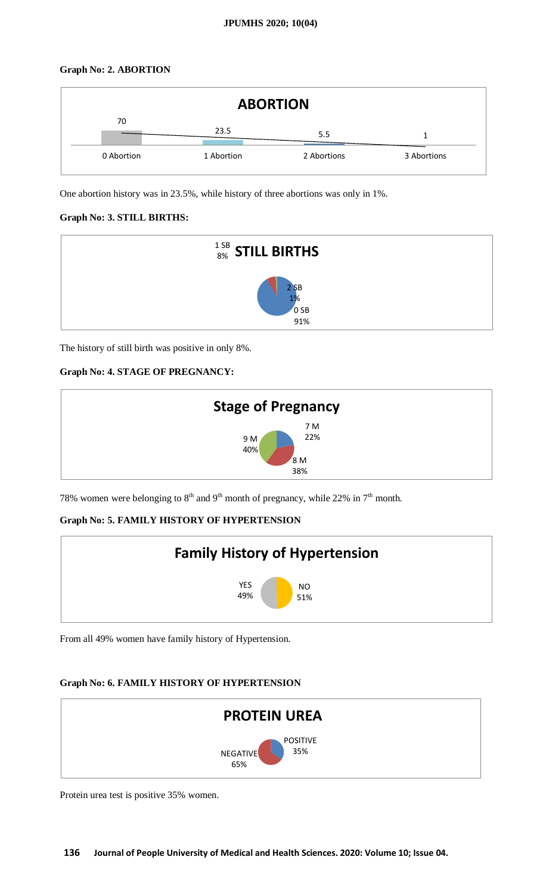**Graph No: 2. ABORTION**

One abortion history was in 23.5%, while history of three abortions was only in 1%.

**Graph No: 3. STILL BIRTHS:**

The history of still birth was positive in only 8%.

**Graph No: 4. STAGE OF PREGNANCY:**

78% women were belonging to 8th and 9th month of pregnancy, while 22% in 7th month.

**Graph No: 5. FAMILY HISTORY OF HYPERTENSION**

From all 49% women have family history of Hypertension.

**Graph No: 6. FAMILY HISTORY OF HYPERTENSION**

Protein urea test is positive 35% women.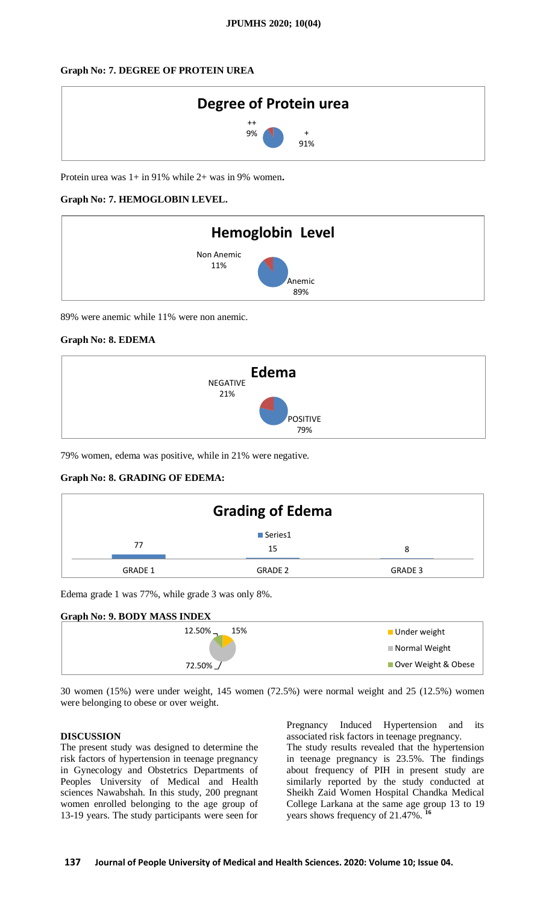**Graph No: 7. DEGREE OF PROTEIN UREA**

Degree of Protein urea

++ 9%

\+ 91%

Protein urea was 1+ in 91% while 2+ was in 9% women**.**

**Graph No: 7. HEMOGLOBIN LEVEL.**

Hemoglobin Level

Non Anemic 11%

Anemic 89%

89% were anemic while 11% were non anemic.

**Graph No: 8. EDEMA**

Edema

NEGATIVE 21%

POSITIVE 79%

79% women, edema was positive, while in 21% were negative.

**Graph No: 8. GRADING OF EDEMA:**

Grading of Edema

Series1

| GRADE 1 | GRADE 2 | GRADE 3 |
|---|---|---|
| 77 | 15 | 8 |

Edema grade 1 was 77%, while grade 3 was only 8%.

**Graph No: 9. BODY MASS INDEX**

12.50% 15% 72.50%

Under weight

Normal Weight

Over Weight & Obese

30 women (15%) were under weight, 145 women (72.5%) were normal weight and 25 (12.5%) women were belonging to obese or over weight.

**DISCUSSION**

The present study was designed to determine the risk factors of hypertension in teenage pregnancy in Gynecology and Obstetrics Departments of Peoples University of Medical and Health sciences Nawabshah. In this study, 200 pregnant women enrolled belonging to the age group of 13-19 years. The study participants were seen for Pregnancy Induced Hypertension and its associated risk factors in teenage pregnancy.

The study results revealed that the hypertension in teenage pregnancy is 23.5%. The findings about frequency of PIH in present study are similarly reported by the study conducted at Sheikh Zaid Women Hospital Chandka Medical College Larkana at the same age group 13 to 19 years shows frequency of 21.47%.[16]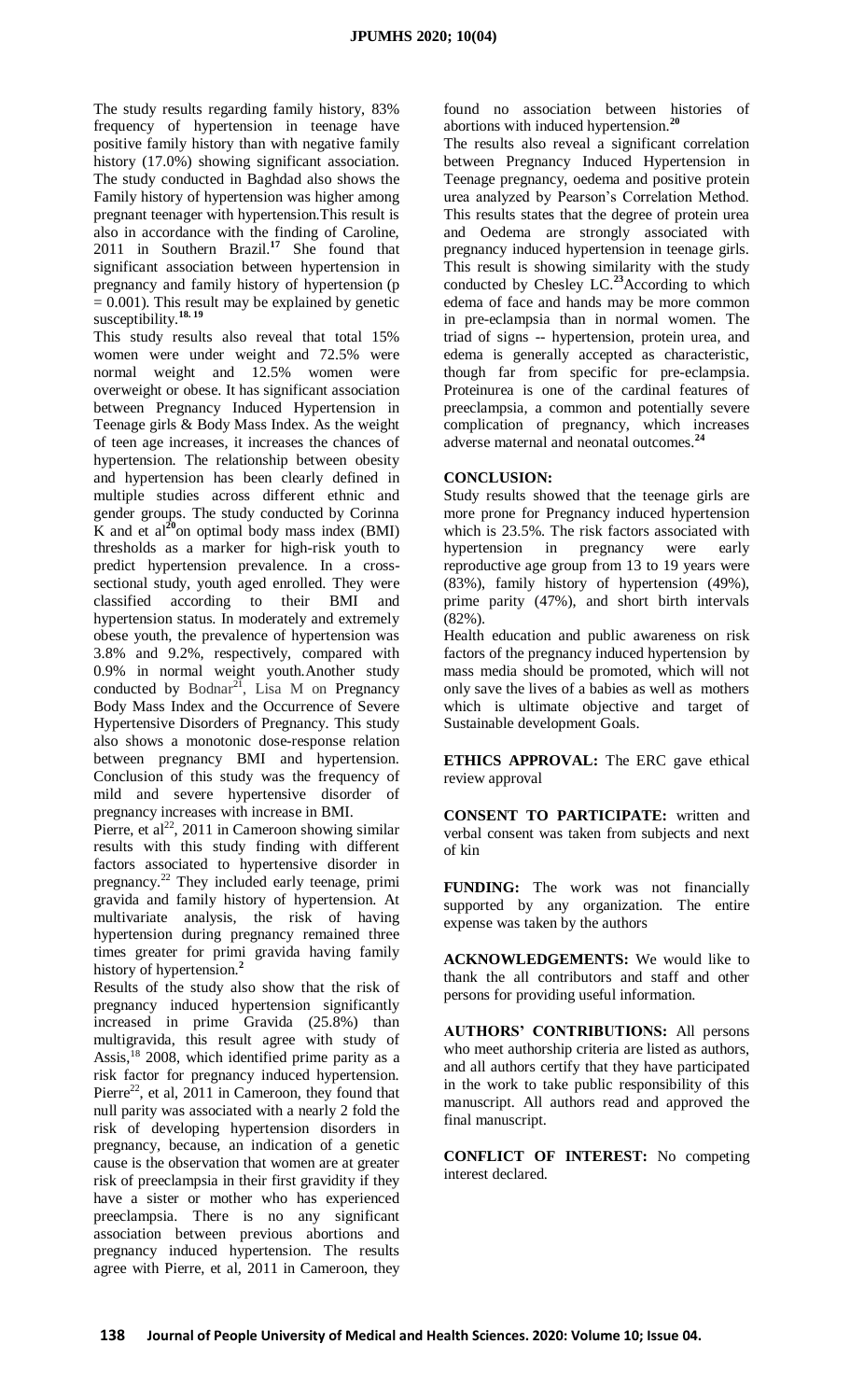The study results regarding family history, 83% frequency of hypertension in teenage have positive family history than with negative family history (17.0%) showing significant association. The study conducted in Baghdad also shows the Family history of hypertension was higher among pregnant teenager with hypertension.This result is also in accordance with the finding of Caroline, 2011 in Southern Brazil.[17] She found that significant association between hypertension in pregnancy and family history of hypertension (p = 0.001). This result may be explained by genetic susceptibility.[18, 19]

This study results also reveal that total 15% women were under weight and 72.5% were normal weight and 12.5% women were overweight or obese. It has significant association between Pregnancy Induced Hypertension in Teenage girls & Body Mass Index. As the weight of teen age increases, it increases the chances of hypertension. The relationship between obesity and hypertension has been clearly defined in multiple studies across different ethnic and gender groups. The study conducted by Corinna K and et al[20]on optimal body mass index (BMI) thresholds as a marker for high-risk youth to predict hypertension prevalence. In a cross-sectional study, youth aged enrolled. They were classified according to their BMI and hypertension status. In moderately and extremely obese youth, the prevalence of hypertension was 3.8% and 9.2%, respectively, compared with 0.9% in normal weight youth.Another study conducted by Bodnar[21], Lisa M on Pregnancy Body Mass Index and the Occurrence of Severe Hypertensive Disorders of Pregnancy. This study also shows a monotonic dose-response relation between pregnancy BMI and hypertension. Conclusion of this study was the frequency of mild and severe hypertensive disorder of pregnancy increases with increase in BMI.

Pierre, et al[22], 2011 in Cameroon showing similar results with this study finding with different factors associated to hypertensive disorder in pregnancy.[22] They included early teenage, primi gravida and family history of hypertension. At multivariate analysis, the risk of having hypertension during pregnancy remained three times greater for primi gravida having family history of hypertension.[2]

Results of the study also show that the risk of pregnancy induced hypertension significantly increased in prime Gravida (25.8%) than multigravida, this result agree with study of Assis,[18] 2008, which identified prime parity as a risk factor for pregnancy induced hypertension. Pierre[22], et al, 2011 in Cameroon, they found that null parity was associated with a nearly 2 fold the risk of developing hypertension disorders in pregnancy, because, an indication of a genetic cause is the observation that women are at greater risk of preeclampsia in their first gravidity if they have a sister or mother who has experienced preeclampsia. There is no any significant association between previous abortions and pregnancy induced hypertension. The results agree with Pierre, et al, 2011 in Cameroon, they found no association between histories of abortions with induced hypertension.[20]

The results also reveal a significant correlation between Pregnancy Induced Hypertension in Teenage pregnancy, oedema and positive protein urea analyzed by Pearson's Correlation Method. This results states that the degree of protein urea and Oedema are strongly associated with pregnancy induced hypertension in teenage girls. This result is showing similarity with the study conducted by Chesley LC.[23]According to which edema of face and hands may be more common in pre-eclampsia than in normal women. The triad of signs -- hypertension, protein urea, and edema is generally accepted as characteristic, though far from specific for pre-eclampsia. Proteinurea is one of the cardinal features of preeclampsia, a common and potentially severe complication of pregnancy, which increases adverse maternal and neonatal outcomes.[24]

## CONCLUSION:

Study results showed that the teenage girls are more prone for Pregnancy induced hypertension which is 23.5%. The risk factors associated with hypertension in pregnancy were early reproductive age group from 13 to 19 years were (83%), family history of hypertension (49%), prime parity (47%), and short birth intervals (82%).

Health education and public awareness on risk factors of the pregnancy induced hypertension by mass media should be promoted, which will not only save the lives of a babies as well as mothers which is ultimate objective and target of Sustainable development Goals.

**ETHICS APPROVAL:** The ERC gave ethical review approval

**CONSENT TO PARTICIPATE:** written and verbal consent was taken from subjects and next of kin

**FUNDING:** The work was not financially supported by any organization. The entire expense was taken by the authors

**ACKNOWLEDGEMENTS:** We would like to thank the all contributors and staff and other persons for providing useful information.

**AUTHORS' CONTRIBUTIONS:** All persons who meet authorship criteria are listed as authors, and all authors certify that they have participated in the work to take public responsibility of this manuscript. All authors read and approved the final manuscript.

**CONFLICT OF INTEREST:** No competing interest declared.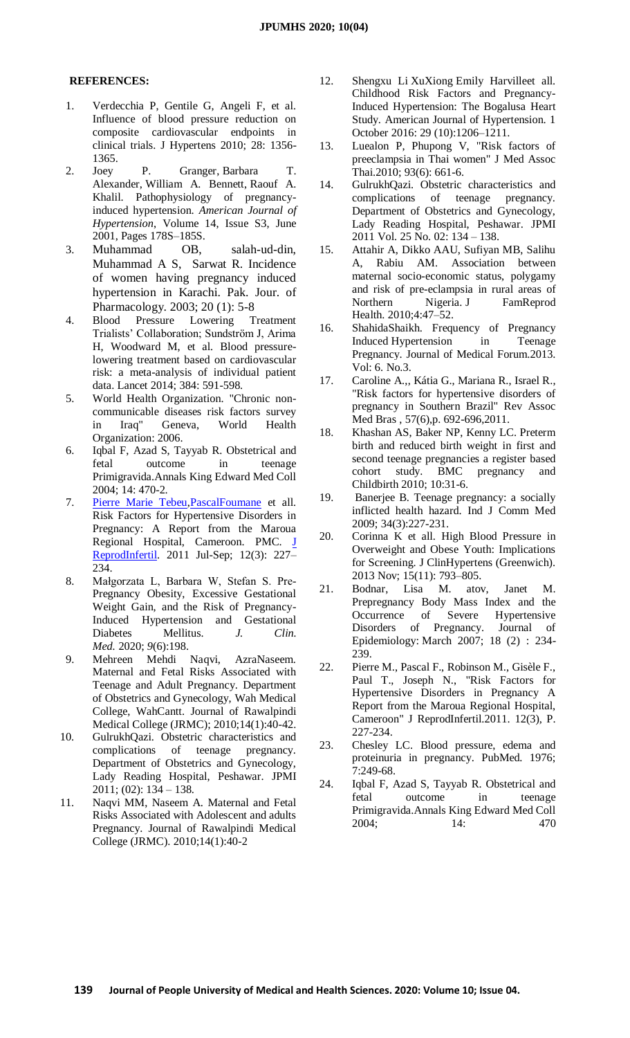**REFERENCES:**

1. Verdecchia P, Gentile G, Angeli F, et al. Influence of blood pressure reduction on composite cardiovascular endpoints in clinical trials. J Hypertens 2010; 28: 1356-1365.
2. Joey P. Granger, Barbara T. Alexander, William A. Bennett, Raouf A. Khalil. Pathophysiology of pregnancy-induced hypertension. *American Journal of Hypertension*, Volume 14, Issue S3, June 2001, Pages 178S–185S.
3. Muhammad OB, salah-ud-din, Muhammad A S, Sarwat R. Incidence of women having pregnancy induced hypertension in Karachi. Pak. Jour. of Pharmacology. 2003; 20 (1): 5-8
4. Blood Pressure Lowering Treatment Trialists' Collaboration; Sundström J, Arima H, Woodward M, et al. Blood pressure-lowering treatment based on cardiovascular risk: a meta-analysis of individual patient data. Lancet 2014; 384: 591-598.
5. World Health Organization. "Chronic non-communicable diseases risk factors survey in Iraq" Geneva, World Health Organization: 2006.
6. Iqbal F, Azad S, Tayyab R. Obstetrical and fetal outcome in teenage Primigravida.Annals King Edward Med Coll 2004; 14: 470-2.
7. Pierre Marie Tebeu,PascalFoumane et all. Risk Factors for Hypertensive Disorders in Pregnancy: A Report from the Maroua Regional Hospital, Cameroon. PMC. J ReprodInfertil. 2011 Jul-Sep; 12(3): 227–234.
8. Małgorzata L, Barbara W, Stefan S. Pre-Pregnancy Obesity, Excessive Gestational Weight Gain, and the Risk of Pregnancy-Induced Hypertension and Gestational Diabetes Mellitus. *J. Clin. Med.* 2020; *9*(6):198.
9. Mehreen Mehdi Naqvi, AzraNaseem. Maternal and Fetal Risks Associated with Teenage and Adult Pregnancy. Department of Obstetrics and Gynecology, Wah Medical College, WahCantt. Journal of Rawalpindi Medical College (JRMC); 2010;14(1):40-42.
10. GulrukhQazi. Obstetric characteristics and complications of teenage pregnancy. Department of Obstetrics and Gynecology, Lady Reading Hospital, Peshawar. JPMI 2011; (02): 134 – 138.
11. Naqvi MM, Naseem A. Maternal and Fetal Risks Associated with Adolescent and adults Pregnancy. Journal of Rawalpindi Medical College (JRMC). 2010;14(1):40-2
12. Shengxu Li XuXiong Emily Harvilleet all. Childhood Risk Factors and Pregnancy-Induced Hypertension: The Bogalusa Heart Study. American Journal of Hypertension. 1 October 2016: 29 (10):1206–1211.
13. Luealon P, Phupong V, "Risk factors of preeclampsia in Thai women" J Med Assoc Thai.2010; 93(6): 661-6.
14. GulrukhQazi. Obstetric characteristics and complications of teenage pregnancy. Department of Obstetrics and Gynecology, Lady Reading Hospital, Peshawar. JPMI 2011 Vol. 25 No. 02: 134 – 138.
15. Attahir A, Dikko AAU, Sufiyan MB, Salihu A, Rabiu AM. Association between maternal socio-economic status, polygamy and risk of pre-eclampsia in rural areas of Northern Nigeria. J FamReprod Health. 2010;4:47–52.
16. ShahidaShaikh. Frequency of Pregnancy Induced Hypertension in Teenage Pregnancy. Journal of Medical Forum.2013. Vol: 6. No.3.
17. Caroline A.,, Kátia G., Mariana R., Israel R., "Risk factors for hypertensive disorders of pregnancy in Southern Brazil" Rev Assoc Med Bras , 57(6),p. 692-696,2011.
18. Khashan AS, Baker NP, Kenny LC. Preterm birth and reduced birth weight in first and second teenage pregnancies a register based cohort study. BMC pregnancy and Childbirth 2010; 10:31-6.
19. Banerjee B. Teenage pregnancy: a socially inflicted health hazard. Ind J Comm Med 2009; 34(3):227-231.
20. Corinna K et all. High Blood Pressure in Overweight and Obese Youth: Implications for Screening. J ClinHypertens (Greenwich). 2013 Nov; 15(11): 793–805.
21. Bodnar, Lisa M. atov, Janet M. Prepregnancy Body Mass Index and the Occurrence of Severe Hypertensive Disorders of Pregnancy. Journal of Epidemiology: March 2007; 18 (2) : 234-239.
22. Pierre M., Pascal F., Robinson M., Gisèle F., Paul T., Joseph N., "Risk Factors for Hypertensive Disorders in Pregnancy A Report from the Maroua Regional Hospital, Cameroon" J ReprodInfertil.2011. 12(3), P. 227-234.
23. Chesley LC. Blood pressure, edema and proteinuria in pregnancy. PubMed. 1976; 7:249-68.
24. Iqbal F, Azad S, Tayyab R. Obstetrical and fetal outcome in teenage Primigravida.Annals King Edward Med Coll 2004; 14: 470